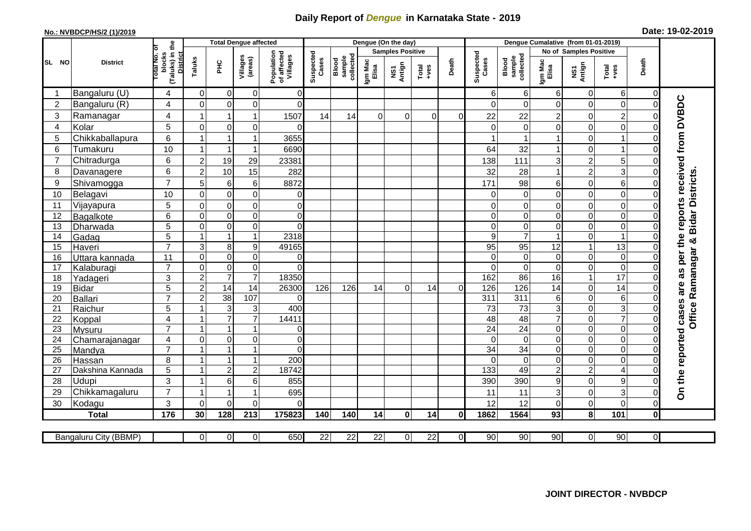# Daily Report of *Dengue* in Karnataka State - 2019

**No.: NVBDCP/HS/2 (1)/2019**

**Date: 19-02-2019**

| SL NO | District | Total No. of blocks (Taluks) in the District | Total Dengue affected | | | | Dengue (On the day) | | | | | | | Dengue Cumalative (from 01-01-2019) | | | | | | | |
|---|---|---|---|---|---|---|---|---|---|---|---|---|---|---|---|---|---|---|---|---|
| | | | Taluks | PHC | Villages (areas) | Population of affected Villages | Suspected Cases | Blood sample collected | Samples Positive | | | Death | Suspected Cases | Blood sample collected | No of Samples Positive | | | Death | |
| | | | | | | | | | Igm Mac Elisa | NS1 Antign | Total +ves | | | | Igm Mac Elisa | NS1 Antign | Total +ves | | |
| 1 | Bangaluru (U) | 4 | 0 | 0 | 0 | 0 | | | | | | | 6 | 6 | 6 | 0 | 6 | 0 | On the reported cases are as per the reports received from DVBDC Office Ramanagar & Bidar Districts. |
| 2 | Bangaluru (R) | 4 | 0 | 0 | 0 | 0 | | | | | | | 0 | 0 | 0 | 0 | 0 | 0 | |
| 3 | Ramanagar | 4 | 1 | 1 | 1 | 1507 | 14 | 14 | 0 | 0 | 0 | 0 | 22 | 22 | 2 | 0 | 2 | 0 | |
| 4 | Kolar | 5 | 0 | 0 | 0 | 0 | | | | | | | 0 | 0 | 0 | 0 | 0 | 0 | |
| 5 | Chikkaballapura | 6 | 1 | 1 | 1 | 3655 | | | | | | | 1 | 1 | 1 | 0 | 1 | 0 | |
| 6 | Tumakuru | 10 | 1 | 1 | 1 | 6690 | | | | | | | 64 | 32 | 1 | 0 | 1 | 0 | |
| 7 | Chitradurga | 6 | 2 | 19 | 29 | 23381 | | | | | | | 138 | 111 | 3 | 2 | 5 | 0 | |
| 8 | Davanagere | 6 | 2 | 10 | 15 | 282 | | | | | | | 32 | 28 | 1 | 2 | 3 | 0 | |
| 9 | Shivamogga | 7 | 5 | 6 | 6 | 8872 | | | | | | | 171 | 98 | 6 | 0 | 6 | 0 | |
| 10 | Belagavi | 10 | 0 | 0 | 0 | 0 | | | | | | | 0 | 0 | 0 | 0 | 0 | 0 | |
| 11 | Vijayapura | 5 | 0 | 0 | 0 | 0 | | | | | | | 0 | 0 | 0 | 0 | 0 | 0 | |
| 12 | Bagalkote | 6 | 0 | 0 | 0 | 0 | | | | | | | 0 | 0 | 0 | 0 | 0 | 0 | |
| 13 | Dharwada | 5 | 0 | 0 | 0 | 0 | | | | | | | 0 | 0 | 0 | 0 | 0 | 0 | |
| 14 | Gadag | 5 | 1 | 1 | 1 | 2318 | | | | | | | 9 | 7 | 1 | 0 | 1 | 0 | |
| 15 | Haveri | 7 | 3 | 8 | 9 | 49165 | | | | | | | 95 | 95 | 12 | 1 | 13 | 0 | |
| 16 | Uttara kannada | 11 | 0 | 0 | 0 | 0 | | | | | | | 0 | 0 | 0 | 0 | 0 | 0 | |
| 17 | Kalaburagi | 7 | 0 | 0 | 0 | 0 | | | | | | | 0 | 0 | 0 | 0 | 0 | 0 | |
| 18 | Yadageri | 3 | 2 | 7 | 7 | 18350 | | | | | | | 162 | 86 | 16 | 1 | 17 | 0 | |
| 19 | Bidar | 5 | 2 | 14 | 14 | 26300 | 126 | 126 | 14 | 0 | 14 | 0 | 126 | 126 | 14 | 0 | 14 | 0 | |
| 20 | Ballari | 7 | 2 | 38 | 107 | 0 | | | | | | | 311 | 311 | 6 | 0 | 6 | 0 | |
| 21 | Raichur | 5 | 1 | 3 | 3 | 400 | | | | | | | 73 | 73 | 3 | 0 | 3 | 0 | |
| 22 | Koppal | 4 | 1 | 7 | 7 | 14411 | | | | | | | 48 | 48 | 7 | 0 | 7 | 0 | |
| 23 | Mysuru | 7 | 1 | 1 | 1 | 0 | | | | | | | 24 | 24 | 0 | 0 | 0 | 0 | |
| 24 | Chamarajanagar | 4 | 0 | 0 | 0 | 0 | | | | | | | 0 | 0 | 0 | 0 | 0 | 0 | |
| 25 | Mandya | 7 | 1 | 1 | 1 | 0 | | | | | | | 34 | 34 | 0 | 0 | 0 | 0 | |
| 26 | Hassan | 8 | 1 | 1 | 1 | 200 | | | | | | | 0 | 0 | 0 | 0 | 0 | 0 | |
| 27 | Dakshina Kannada | 5 | 1 | 2 | 2 | 18742 | | | | | | | 133 | 49 | 2 | 2 | 4 | 0 | |
| 28 | Udupi | 3 | 1 | 6 | 6 | 855 | | | | | | | 390 | 390 | 9 | 0 | 9 | 0 | |
| 29 | Chikkamagaluru | 7 | 1 | 1 | 1 | 695 | | | | | | | 11 | 11 | 3 | 0 | 3 | 0 | |
| 30 | Kodagu | 3 | 0 | 0 | 0 | 0 | | | | | | | 12 | 12 | 0 | 0 | 0 | 0 | |
| | **Total** | **176** | **30** | **128** | **213** | **175823** | **140** | **140** | **14** | **0** | **14** | **0** | **1862** | **1564** | **93** | **8** | **101** | **0** | |

| Bangaluru City (BBMP) | | 0 | 0 | 0 | 650 | 22 | 22 | 22 | 0 | 22 | 0 | 90 | 90 | 90 | 0 | 90 | 0 |
|---|---|---|---|---|---|---|---|---|---|---|---|---|---|---|---|---|---|

**JOINT DIRECTOR - NVBDCP**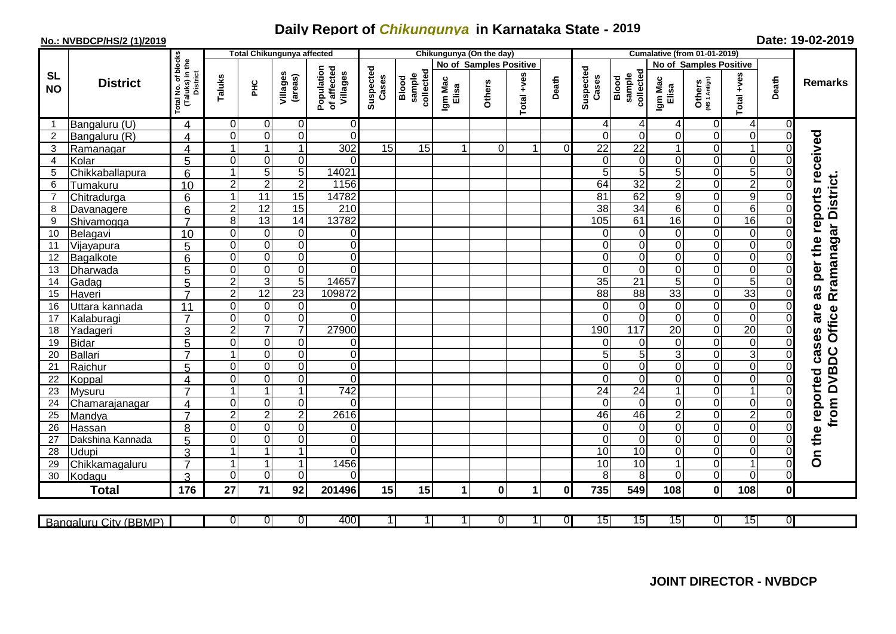# Daily Report of *Chikungunya* in Karnataka State - 2019

**No.: NVBDCP/HS/2 (1)/2019** **Date: 19-02-2019**

| SL NO | District | Total No. of blocks (Taluks) in the District | Total Chikungunya affected | | | | Chikungunya (On the day) | | | | | | | Cumalative (from 01-01-2019) | | | | | | | Remarks |
|---|---|---|---|---|---|---|---|---|---|---|---|---|---|---|---|---|---|---|---|---|---|
| | | | Taluks | PHC | Villages (areas) | Population of affected Villages | Suspected Cases | Blood sample collected | No of Samples Positive | | | Death | Suspected Cases | Blood sample collected | No of Samples Positive | | | Death | |
| | | | | | | | | | Igm Mac Elisa | Others | Total +ves | | | | Igm Mac Elisa | Others (NS 1 Antign) | Total +ves | | |
| 1 | Bangaluru (U) | 4 | 0 | 0 | 0 | 0 | | | | | | | 4 | 4 | 4 | 0 | 4 | 0 | On the reported cases are as per the reports received from DVBDC Office Rramanagar District. |
| 2 | Bangaluru (R) | 4 | 0 | 0 | 0 | 0 | | | | | | | 0 | 0 | 0 | 0 | 0 | 0 | |
| 3 | Ramanagar | 4 | 1 | 1 | 1 | 302 | 15 | 15 | 1 | 0 | 1 | 0 | 22 | 22 | 1 | 0 | 1 | 0 | |
| 4 | Kolar | 5 | 0 | 0 | 0 | 0 | | | | | | | 0 | 0 | 0 | 0 | 0 | 0 | |
| 5 | Chikkaballapura | 6 | 1 | 5 | 5 | 14021 | | | | | | | 5 | 5 | 5 | 0 | 5 | 0 | |
| 6 | Tumakuru | 10 | 2 | 2 | 2 | 1156 | | | | | | | 64 | 32 | 2 | 0 | 2 | 0 | |
| 7 | Chitradurga | 6 | 1 | 11 | 15 | 14782 | | | | | | | 81 | 62 | 9 | 0 | 9 | 0 | |
| 8 | Davanagere | 6 | 2 | 12 | 15 | 210 | | | | | | | 38 | 34 | 6 | 0 | 6 | 0 | |
| 9 | Shivamogga | 7 | 8 | 13 | 14 | 13782 | | | | | | | 105 | 61 | 16 | 0 | 16 | 0 | |
| 10 | Belagavi | 10 | 0 | 0 | 0 | 0 | | | | | | | 0 | 0 | 0 | 0 | 0 | 0 | |
| 11 | Vijayapura | 5 | 0 | 0 | 0 | 0 | | | | | | | 0 | 0 | 0 | 0 | 0 | 0 | |
| 12 | Bagalkote | 6 | 0 | 0 | 0 | 0 | | | | | | | 0 | 0 | 0 | 0 | 0 | 0 | |
| 13 | Dharwada | 5 | 0 | 0 | 0 | 0 | | | | | | | 0 | 0 | 0 | 0 | 0 | 0 | |
| 14 | Gadag | 5 | 2 | 3 | 5 | 14657 | | | | | | | 35 | 21 | 5 | 0 | 5 | 0 | |
| 15 | Haveri | 7 | 2 | 12 | 23 | 109872 | | | | | | | 88 | 88 | 33 | 0 | 33 | 0 | |
| 16 | Uttara kannada | 11 | 0 | 0 | 0 | 0 | | | | | | | 0 | 0 | 0 | 0 | 0 | 0 | |
| 17 | Kalaburagi | 7 | 0 | 0 | 0 | 0 | | | | | | | 0 | 0 | 0 | 0 | 0 | 0 | |
| 18 | Yadageri | 3 | 2 | 7 | 7 | 27900 | | | | | | | 190 | 117 | 20 | 0 | 20 | 0 | |
| 19 | Bidar | 5 | 0 | 0 | 0 | 0 | | | | | | | 0 | 0 | 0 | 0 | 0 | 0 | |
| 20 | Ballari | 7 | 1 | 0 | 0 | 0 | | | | | | | 5 | 5 | 3 | 0 | 3 | 0 | |
| 21 | Raichur | 5 | 0 | 0 | 0 | 0 | | | | | | | 0 | 0 | 0 | 0 | 0 | 0 | |
| 22 | Koppal | 4 | 0 | 0 | 0 | 0 | | | | | | | 0 | 0 | 0 | 0 | 0 | 0 | |
| 23 | Mysuru | 7 | 1 | 1 | 1 | 742 | | | | | | | 24 | 24 | 1 | 0 | 1 | 0 | |
| 24 | Chamarajanagar | 4 | 0 | 0 | 0 | 0 | | | | | | | 0 | 0 | 0 | 0 | 0 | 0 | |
| 25 | Mandya | 7 | 2 | 2 | 2 | 2616 | | | | | | | 46 | 46 | 2 | 0 | 2 | 0 | |
| 26 | Hassan | 8 | 0 | 0 | 0 | 0 | | | | | | | 0 | 0 | 0 | 0 | 0 | 0 | |
| 27 | Dakshina Kannada | 5 | 0 | 0 | 0 | 0 | | | | | | | 0 | 0 | 0 | 0 | 0 | 0 | |
| 28 | Udupi | 3 | 1 | 1 | 1 | 0 | | | | | | | 10 | 10 | 0 | 0 | 0 | 0 | |
| 29 | Chikkamagaluru | 7 | 1 | 1 | 1 | 1456 | | | | | | | 10 | 10 | 1 | 0 | 1 | 0 | |
| 30 | Kodagu | 3 | 0 | 0 | 0 | 0 | | | | | | | 8 | 8 | 0 | 0 | 0 | 0 | |
| **Total** | | **176** | **27** | **71** | **92** | **201496** | **15** | **15** | **1** | **0** | **1** | **0** | **735** | **549** | **108** | **0** | **108** | **0** | |

| Bangaluru City (BBMP) | | 0 | 0 | 0 | 400 | 1 | 1 | 1 | 0 | 1 | 0 | 15 | 15 | 15 | 0 | 15 | 0 | |
|---|---|---|---|---|---|---|---|---|---|---|---|---|---|---|---|---|---|---|

**JOINT DIRECTOR - NVBDCP**